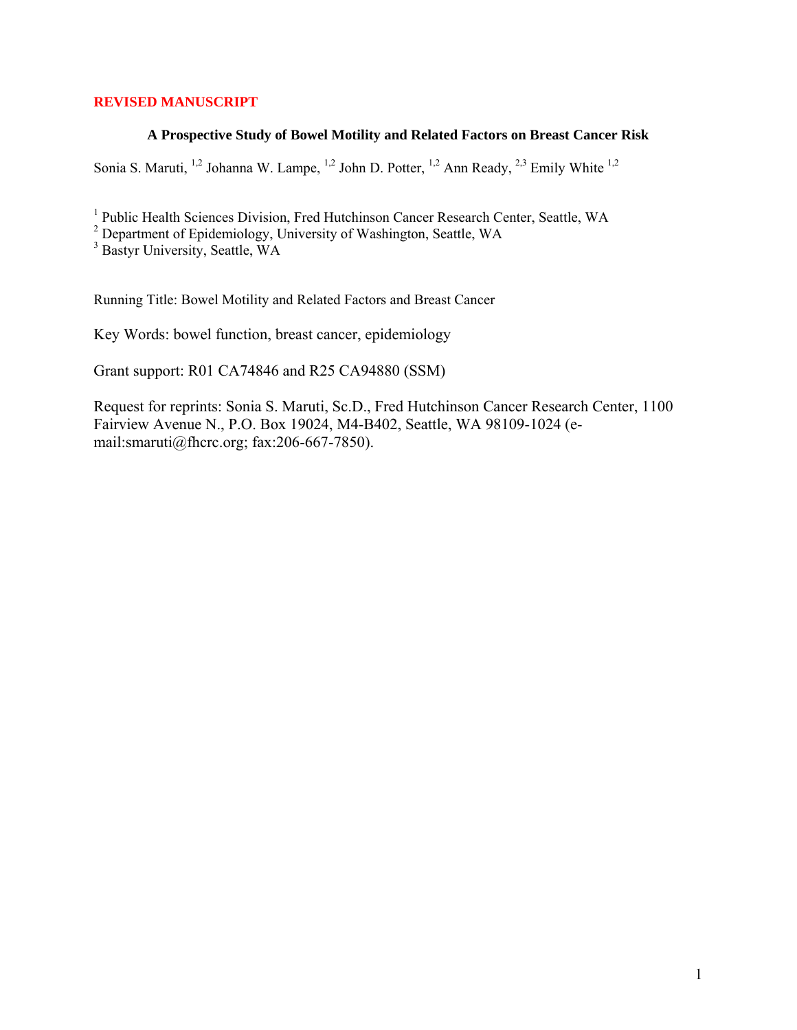**REVISED MANUSCRIPT**

# A Prospective Study of Bowel Motility and Related Factors on Breast Cancer Risk

Sonia S. Maruti, [1,2] Johanna W. Lampe, [1,2] John D. Potter, [1,2] Ann Ready, [2,3] Emily White [1,2]

[1] Public Health Sciences Division, Fred Hutchinson Cancer Research Center, Seattle, WA
[2] Department of Epidemiology, University of Washington, Seattle, WA
[3] Bastyr University, Seattle, WA

Running Title: Bowel Motility and Related Factors and Breast Cancer

Key Words: bowel function, breast cancer, epidemiology

Grant support: R01 CA74846 and R25 CA94880 (SSM)

Request for reprints: Sonia S. Maruti, Sc.D., Fred Hutchinson Cancer Research Center, 1100 Fairview Avenue N., P.O. Box 19024, M4-B402, Seattle, WA 98109-1024 (e-mail:smaruti@fhcrc.org; fax:206-667-7850).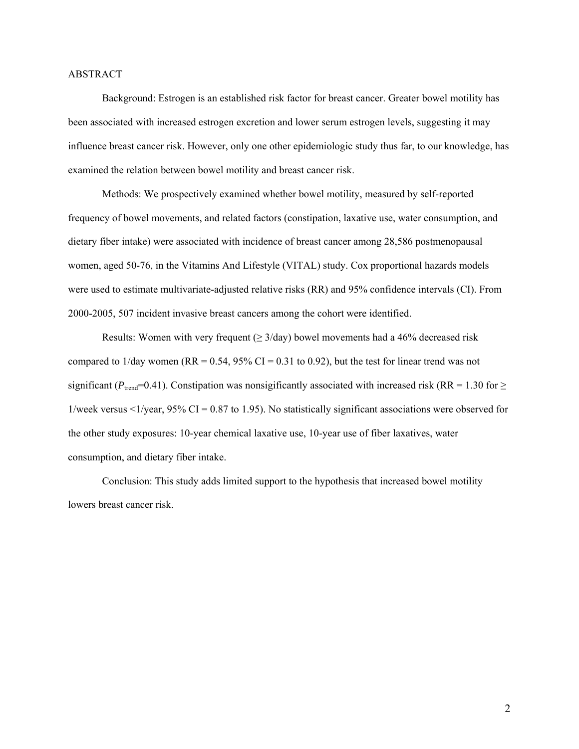# ABSTRACT

Background: Estrogen is an established risk factor for breast cancer. Greater bowel motility has been associated with increased estrogen excretion and lower serum estrogen levels, suggesting it may influence breast cancer risk. However, only one other epidemiologic study thus far, to our knowledge, has examined the relation between bowel motility and breast cancer risk.

Methods: We prospectively examined whether bowel motility, measured by self-reported frequency of bowel movements, and related factors (constipation, laxative use, water consumption, and dietary fiber intake) were associated with incidence of breast cancer among 28,586 postmenopausal women, aged 50-76, in the Vitamins And Lifestyle (VITAL) study. Cox proportional hazards models were used to estimate multivariate-adjusted relative risks (RR) and 95% confidence intervals (CI). From 2000-2005, 507 incident invasive breast cancers among the cohort were identified.

Results: Women with very frequent (≥ 3/day) bowel movements had a 46% decreased risk compared to 1/day women (RR = 0.54, 95% CI = 0.31 to 0.92), but the test for linear trend was not significant ($P_{trend}$=0.41). Constipation was nonsigificantly associated with increased risk (RR = 1.30 for ≥ 1/week versus <1/year, 95% CI = 0.87 to 1.95). No statistically significant associations were observed for the other study exposures: 10-year chemical laxative use, 10-year use of fiber laxatives, water consumption, and dietary fiber intake.

Conclusion: This study adds limited support to the hypothesis that increased bowel motility lowers breast cancer risk.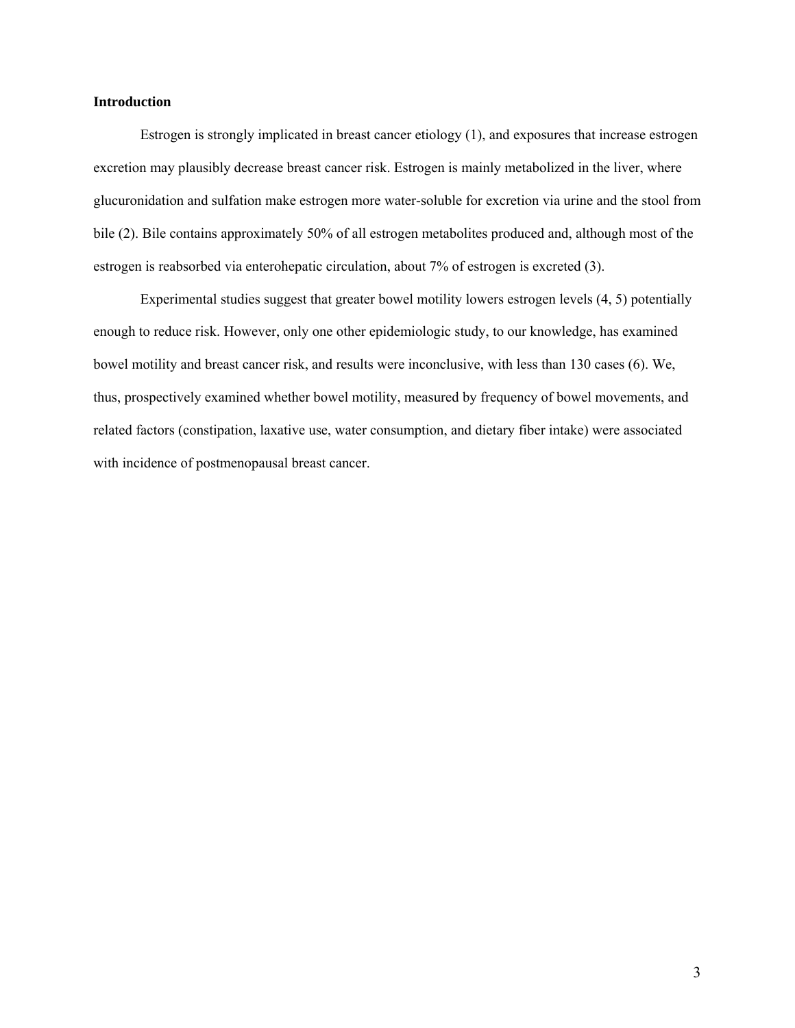**Introduction**

Estrogen is strongly implicated in breast cancer etiology (1), and exposures that increase estrogen excretion may plausibly decrease breast cancer risk. Estrogen is mainly metabolized in the liver, where glucuronidation and sulfation make estrogen more water-soluble for excretion via urine and the stool from bile (2). Bile contains approximately 50% of all estrogen metabolites produced and, although most of the estrogen is reabsorbed via enterohepatic circulation, about 7% of estrogen is excreted (3).

Experimental studies suggest that greater bowel motility lowers estrogen levels (4, 5) potentially enough to reduce risk. However, only one other epidemiologic study, to our knowledge, has examined bowel motility and breast cancer risk, and results were inconclusive, with less than 130 cases (6). We, thus, prospectively examined whether bowel motility, measured by frequency of bowel movements, and related factors (constipation, laxative use, water consumption, and dietary fiber intake) were associated with incidence of postmenopausal breast cancer.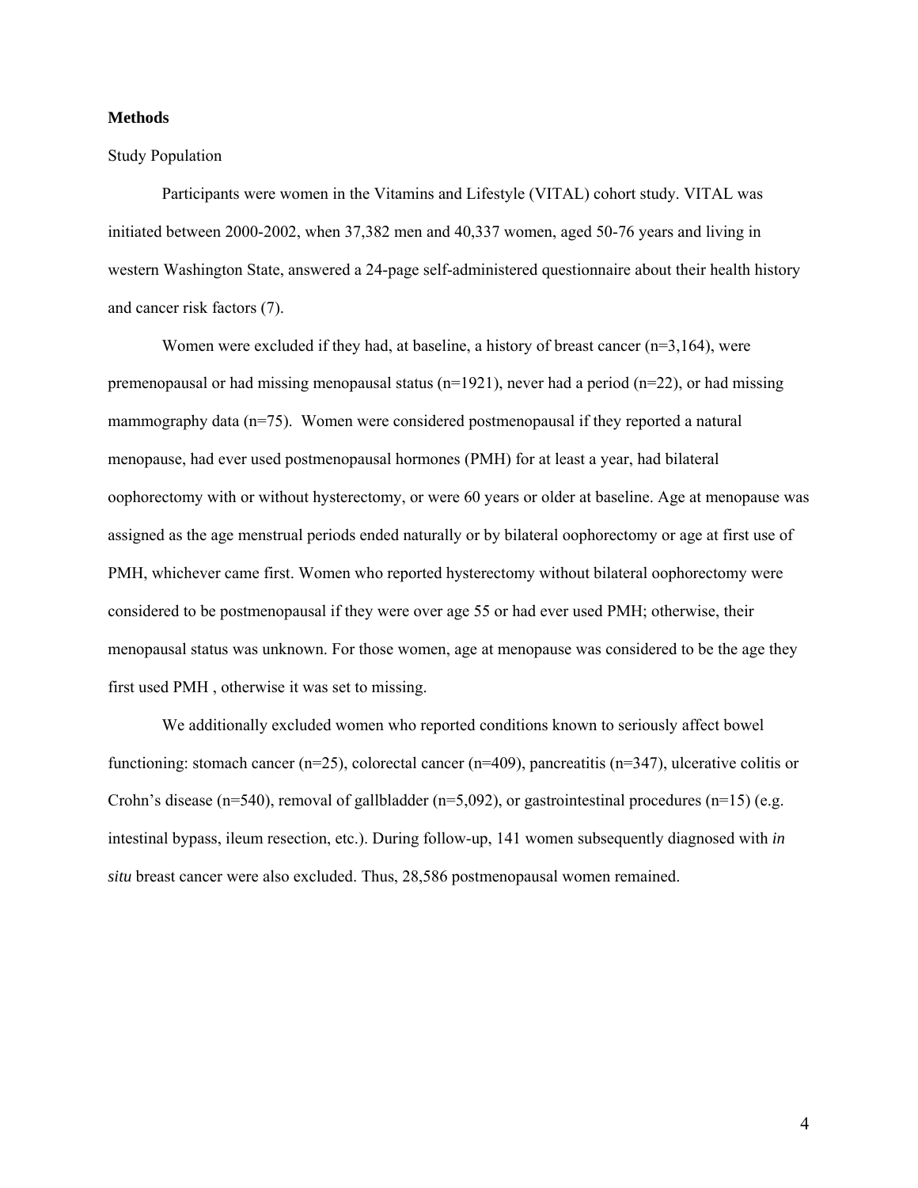**Methods**

Study Population

Participants were women in the Vitamins and Lifestyle (VITAL) cohort study. VITAL was initiated between 2000-2002, when 37,382 men and 40,337 women, aged 50-76 years and living in western Washington State, answered a 24-page self-administered questionnaire about their health history and cancer risk factors (7).

Women were excluded if they had, at baseline, a history of breast cancer (n=3,164), were premenopausal or had missing menopausal status (n=1921), never had a period (n=22), or had missing mammography data (n=75). Women were considered postmenopausal if they reported a natural menopause, had ever used postmenopausal hormones (PMH) for at least a year, had bilateral oophorectomy with or without hysterectomy, or were 60 years or older at baseline. Age at menopause was assigned as the age menstrual periods ended naturally or by bilateral oophorectomy or age at first use of PMH, whichever came first. Women who reported hysterectomy without bilateral oophorectomy were considered to be postmenopausal if they were over age 55 or had ever used PMH; otherwise, their menopausal status was unknown. For those women, age at menopause was considered to be the age they first used PMH , otherwise it was set to missing.

We additionally excluded women who reported conditions known to seriously affect bowel functioning: stomach cancer (n=25), colorectal cancer (n=409), pancreatitis (n=347), ulcerative colitis or Crohn's disease (n=540), removal of gallbladder (n=5,092), or gastrointestinal procedures (n=15) (e.g. intestinal bypass, ileum resection, etc.). During follow-up, 141 women subsequently diagnosed with *in situ* breast cancer were also excluded. Thus, 28,586 postmenopausal women remained.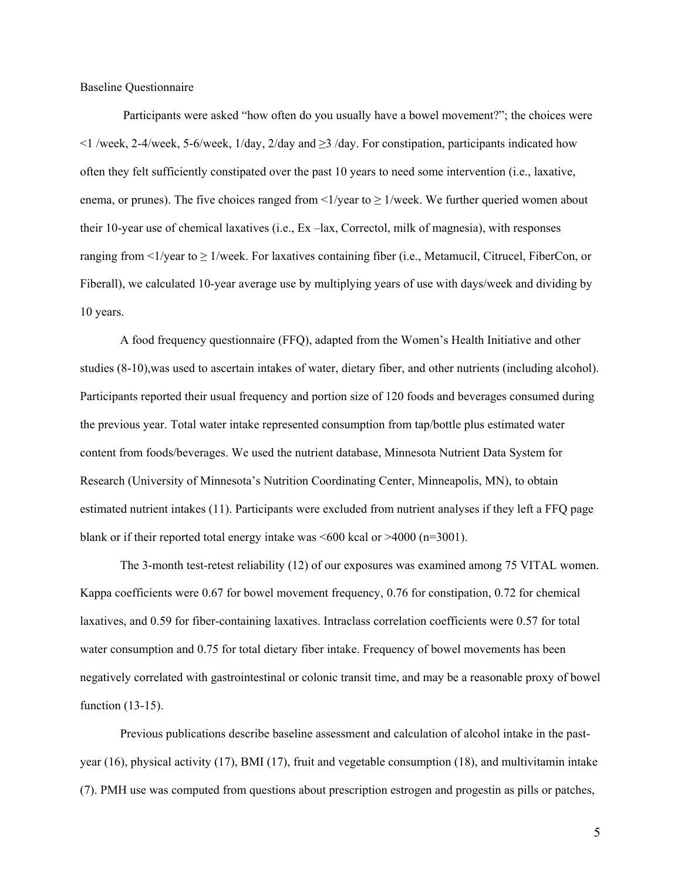Baseline Questionnaire

Participants were asked "how often do you usually have a bowel movement?"; the choices were <1 /week, 2-4/week, 5-6/week, 1/day, 2/day and ≥3 /day. For constipation, participants indicated how often they felt sufficiently constipated over the past 10 years to need some intervention (i.e., laxative, enema, or prunes). The five choices ranged from <1/year to ≥ 1/week. We further queried women about their 10-year use of chemical laxatives (i.e., Ex –lax, Correctol, milk of magnesia), with responses ranging from <1/year to ≥ 1/week. For laxatives containing fiber (i.e., Metamucil, Citrucel, FiberCon, or Fiberall), we calculated 10-year average use by multiplying years of use with days/week and dividing by 10 years.

A food frequency questionnaire (FFQ), adapted from the Women's Health Initiative and other studies (8-10),was used to ascertain intakes of water, dietary fiber, and other nutrients (including alcohol). Participants reported their usual frequency and portion size of 120 foods and beverages consumed during the previous year. Total water intake represented consumption from tap/bottle plus estimated water content from foods/beverages. We used the nutrient database, Minnesota Nutrient Data System for Research (University of Minnesota's Nutrition Coordinating Center, Minneapolis, MN), to obtain estimated nutrient intakes (11). Participants were excluded from nutrient analyses if they left a FFQ page blank or if their reported total energy intake was <600 kcal or >4000 (n=3001).

The 3-month test-retest reliability (12) of our exposures was examined among 75 VITAL women. Kappa coefficients were 0.67 for bowel movement frequency, 0.76 for constipation, 0.72 for chemical laxatives, and 0.59 for fiber-containing laxatives. Intraclass correlation coefficients were 0.57 for total water consumption and 0.75 for total dietary fiber intake. Frequency of bowel movements has been negatively correlated with gastrointestinal or colonic transit time, and may be a reasonable proxy of bowel function (13-15).

Previous publications describe baseline assessment and calculation of alcohol intake in the past-year (16), physical activity (17), BMI (17), fruit and vegetable consumption (18), and multivitamin intake (7). PMH use was computed from questions about prescription estrogen and progestin as pills or patches,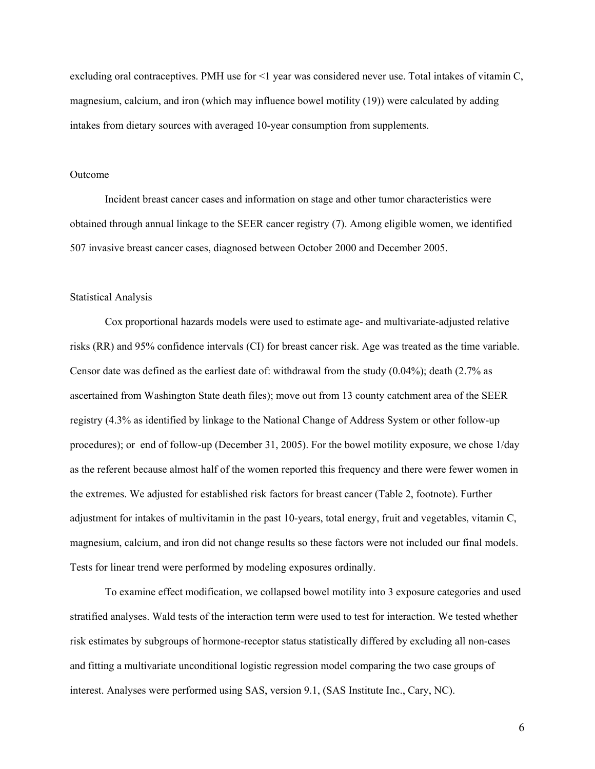excluding oral contraceptives. PMH use for <1 year was considered never use. Total intakes of vitamin C, magnesium, calcium, and iron (which may influence bowel motility (19)) were calculated by adding intakes from dietary sources with averaged 10-year consumption from supplements.

### Outcome

Incident breast cancer cases and information on stage and other tumor characteristics were obtained through annual linkage to the SEER cancer registry (7). Among eligible women, we identified 507 invasive breast cancer cases, diagnosed between October 2000 and December 2005.

### Statistical Analysis

Cox proportional hazards models were used to estimate age- and multivariate-adjusted relative risks (RR) and 95% confidence intervals (CI) for breast cancer risk. Age was treated as the time variable. Censor date was defined as the earliest date of: withdrawal from the study (0.04%); death (2.7% as ascertained from Washington State death files); move out from 13 county catchment area of the SEER registry (4.3% as identified by linkage to the National Change of Address System or other follow-up procedures); or end of follow-up (December 31, 2005). For the bowel motility exposure, we chose 1/day as the referent because almost half of the women reported this frequency and there were fewer women in the extremes. We adjusted for established risk factors for breast cancer (Table 2, footnote). Further adjustment for intakes of multivitamin in the past 10-years, total energy, fruit and vegetables, vitamin C, magnesium, calcium, and iron did not change results so these factors were not included our final models. Tests for linear trend were performed by modeling exposures ordinally.

To examine effect modification, we collapsed bowel motility into 3 exposure categories and used stratified analyses. Wald tests of the interaction term were used to test for interaction. We tested whether risk estimates by subgroups of hormone-receptor status statistically differed by excluding all non-cases and fitting a multivariate unconditional logistic regression model comparing the two case groups of interest. Analyses were performed using SAS, version 9.1, (SAS Institute Inc., Cary, NC).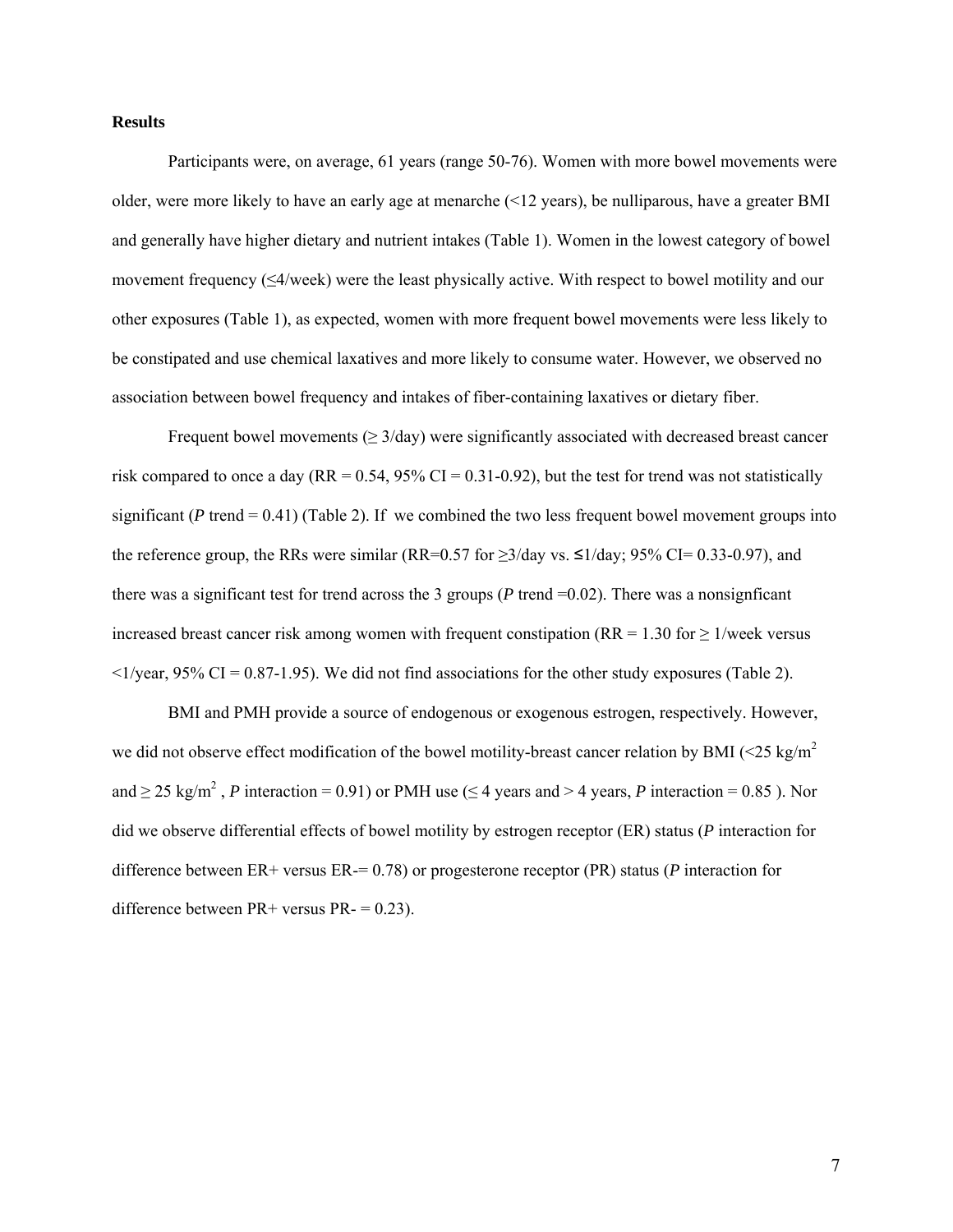## Results

Participants were, on average, 61 years (range 50-76). Women with more bowel movements were older, were more likely to have an early age at menarche (<12 years), be nulliparous, have a greater BMI and generally have higher dietary and nutrient intakes (Table 1). Women in the lowest category of bowel movement frequency (≤4/week) were the least physically active. With respect to bowel motility and our other exposures (Table 1), as expected, women with more frequent bowel movements were less likely to be constipated and use chemical laxatives and more likely to consume water. However, we observed no association between bowel frequency and intakes of fiber-containing laxatives or dietary fiber.

Frequent bowel movements (≥ 3/day) were significantly associated with decreased breast cancer risk compared to once a day (RR = 0.54, 95% CI = 0.31-0.92), but the test for trend was not statistically significant (*P* trend = 0.41) (Table 2). If we combined the two less frequent bowel movement groups into the reference group, the RRs were similar (RR=0.57 for ≥3/day vs. ≤1/day; 95% CI= 0.33-0.97), and there was a significant test for trend across the 3 groups (*P* trend =0.02). There was a nonsignficant increased breast cancer risk among women with frequent constipation (RR = 1.30 for ≥ 1/week versus <1/year, 95% CI = 0.87-1.95). We did not find associations for the other study exposures (Table 2).

BMI and PMH provide a source of endogenous or exogenous estrogen, respectively. However, we did not observe effect modification of the bowel motility-breast cancer relation by BMI (<25 kg/m$^2$ and ≥ 25 kg/m$^2$ , *P* interaction = 0.91) or PMH use (≤ 4 years and > 4 years, *P* interaction = 0.85 ). Nor did we observe differential effects of bowel motility by estrogen receptor (ER) status (*P* interaction for difference between ER+ versus ER-= 0.78) or progesterone receptor (PR) status (*P* interaction for difference between PR+ versus PR- = 0.23).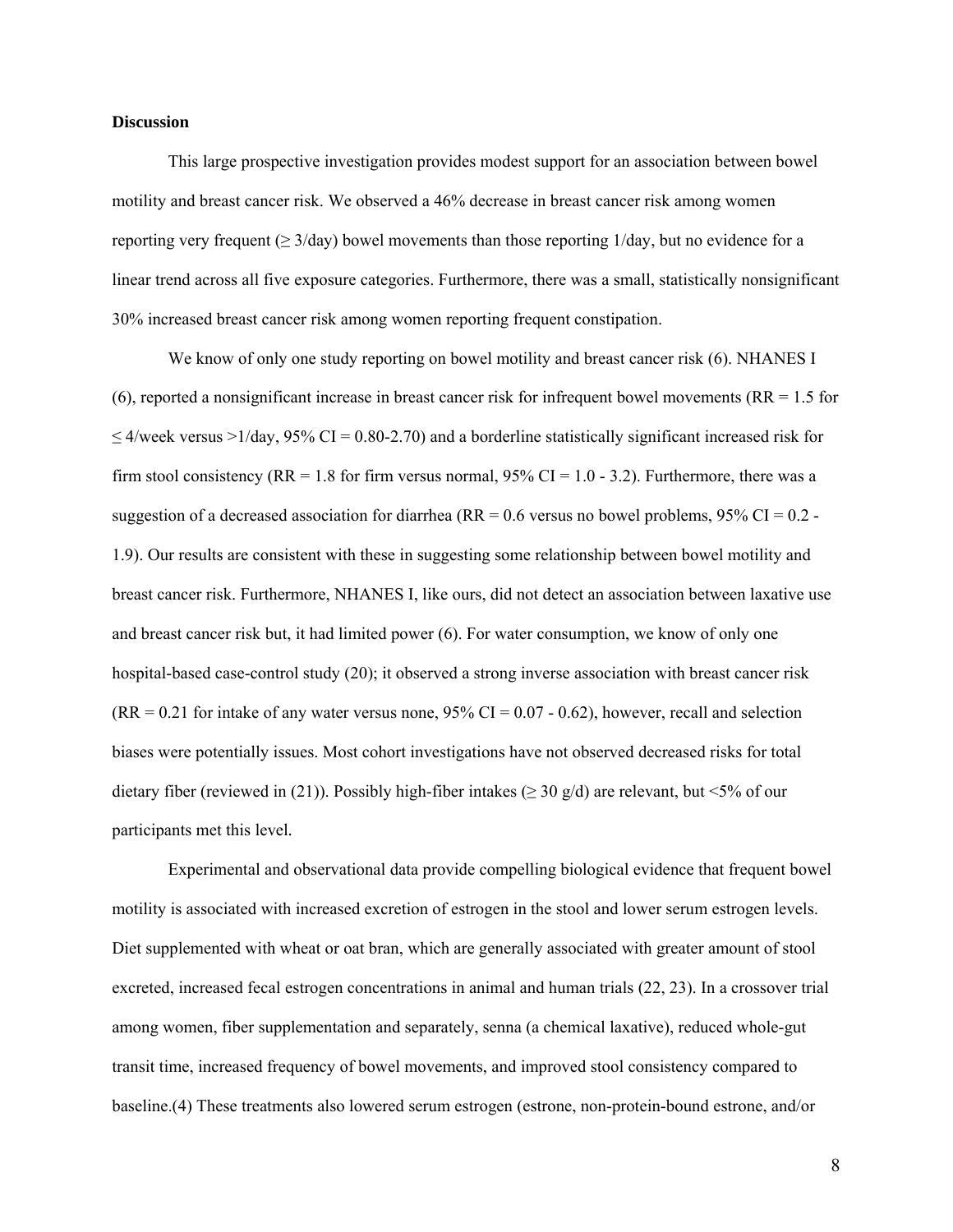## Discussion

This large prospective investigation provides modest support for an association between bowel motility and breast cancer risk. We observed a 46% decrease in breast cancer risk among women reporting very frequent ($\geq$ 3/day) bowel movements than those reporting 1/day, but no evidence for a linear trend across all five exposure categories. Furthermore, there was a small, statistically nonsignificant 30% increased breast cancer risk among women reporting frequent constipation.

We know of only one study reporting on bowel motility and breast cancer risk (6). NHANES I (6), reported a nonsignificant increase in breast cancer risk for infrequent bowel movements (RR = 1.5 for $\leq$ 4/week versus >1/day, 95% CI = 0.80-2.70) and a borderline statistically significant increased risk for firm stool consistency (RR = 1.8 for firm versus normal, 95% CI = 1.0 - 3.2). Furthermore, there was a suggestion of a decreased association for diarrhea (RR = 0.6 versus no bowel problems, 95% CI = 0.2 - 1.9). Our results are consistent with these in suggesting some relationship between bowel motility and breast cancer risk. Furthermore, NHANES I, like ours, did not detect an association between laxative use and breast cancer risk but, it had limited power (6). For water consumption, we know of only one hospital-based case-control study (20); it observed a strong inverse association with breast cancer risk (RR = 0.21 for intake of any water versus none, 95% CI = 0.07 - 0.62), however, recall and selection biases were potentially issues. Most cohort investigations have not observed decreased risks for total dietary fiber (reviewed in (21)). Possibly high-fiber intakes ($\geq$ 30 g/d) are relevant, but <5% of our participants met this level.

Experimental and observational data provide compelling biological evidence that frequent bowel motility is associated with increased excretion of estrogen in the stool and lower serum estrogen levels. Diet supplemented with wheat or oat bran, which are generally associated with greater amount of stool excreted, increased fecal estrogen concentrations in animal and human trials (22, 23). In a crossover trial among women, fiber supplementation and separately, senna (a chemical laxative), reduced whole-gut transit time, increased frequency of bowel movements, and improved stool consistency compared to baseline.(4) These treatments also lowered serum estrogen (estrone, non-protein-bound estrone, and/or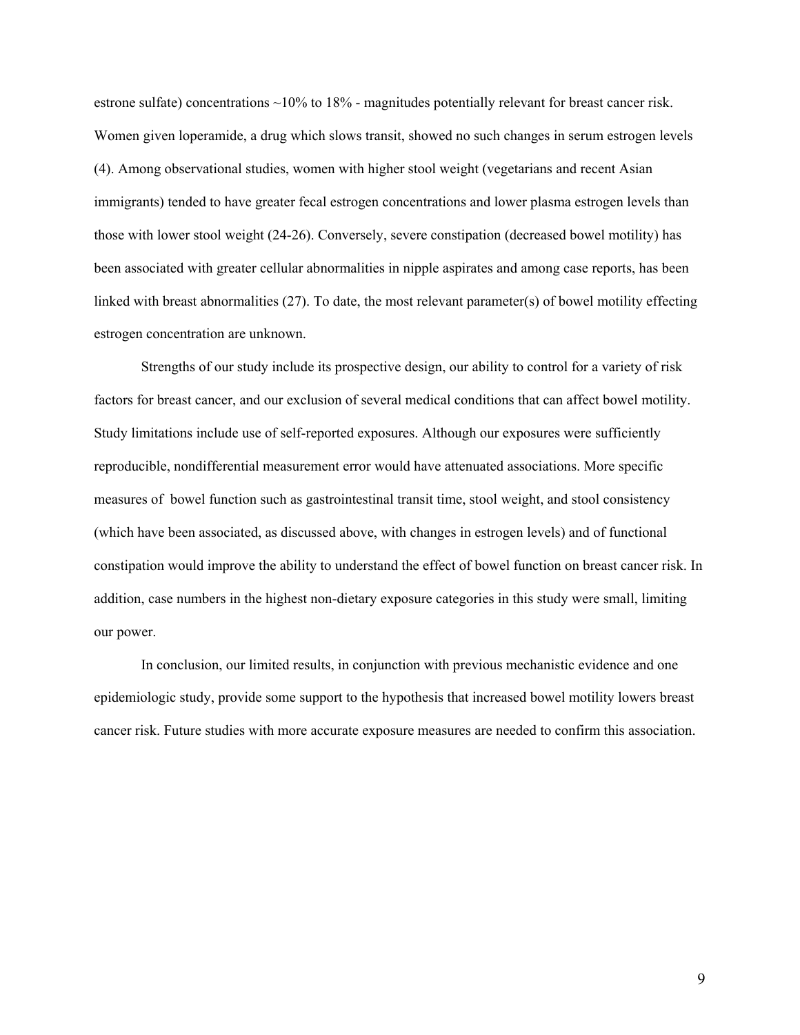estrone sulfate) concentrations ~10% to 18% - magnitudes potentially relevant for breast cancer risk. Women given loperamide, a drug which slows transit, showed no such changes in serum estrogen levels (4). Among observational studies, women with higher stool weight (vegetarians and recent Asian immigrants) tended to have greater fecal estrogen concentrations and lower plasma estrogen levels than those with lower stool weight (24-26). Conversely, severe constipation (decreased bowel motility) has been associated with greater cellular abnormalities in nipple aspirates and among case reports, has been linked with breast abnormalities (27). To date, the most relevant parameter(s) of bowel motility effecting estrogen concentration are unknown.

Strengths of our study include its prospective design, our ability to control for a variety of risk factors for breast cancer, and our exclusion of several medical conditions that can affect bowel motility. Study limitations include use of self-reported exposures. Although our exposures were sufficiently reproducible, nondifferential measurement error would have attenuated associations. More specific measures of bowel function such as gastrointestinal transit time, stool weight, and stool consistency (which have been associated, as discussed above, with changes in estrogen levels) and of functional constipation would improve the ability to understand the effect of bowel function on breast cancer risk. In addition, case numbers in the highest non-dietary exposure categories in this study were small, limiting our power.

In conclusion, our limited results, in conjunction with previous mechanistic evidence and one epidemiologic study, provide some support to the hypothesis that increased bowel motility lowers breast cancer risk. Future studies with more accurate exposure measures are needed to confirm this association.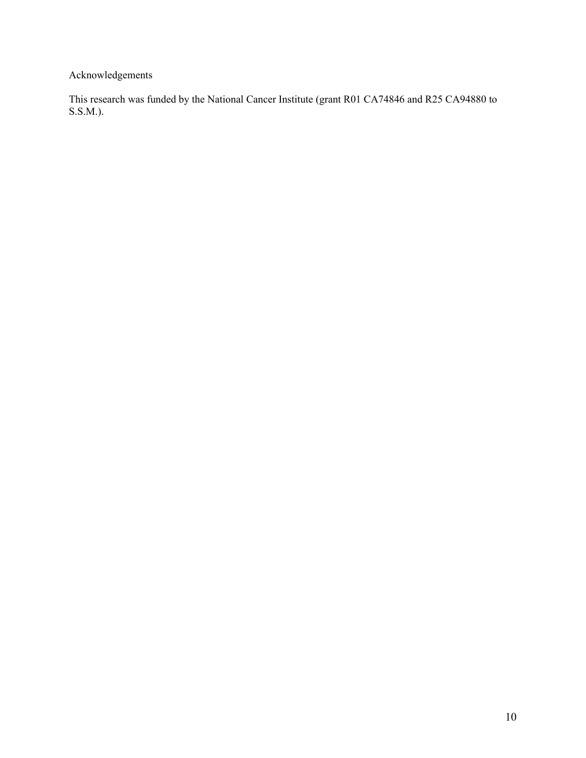## Acknowledgements

This research was funded by the National Cancer Institute (grant R01 CA74846 and R25 CA94880 to S.S.M.).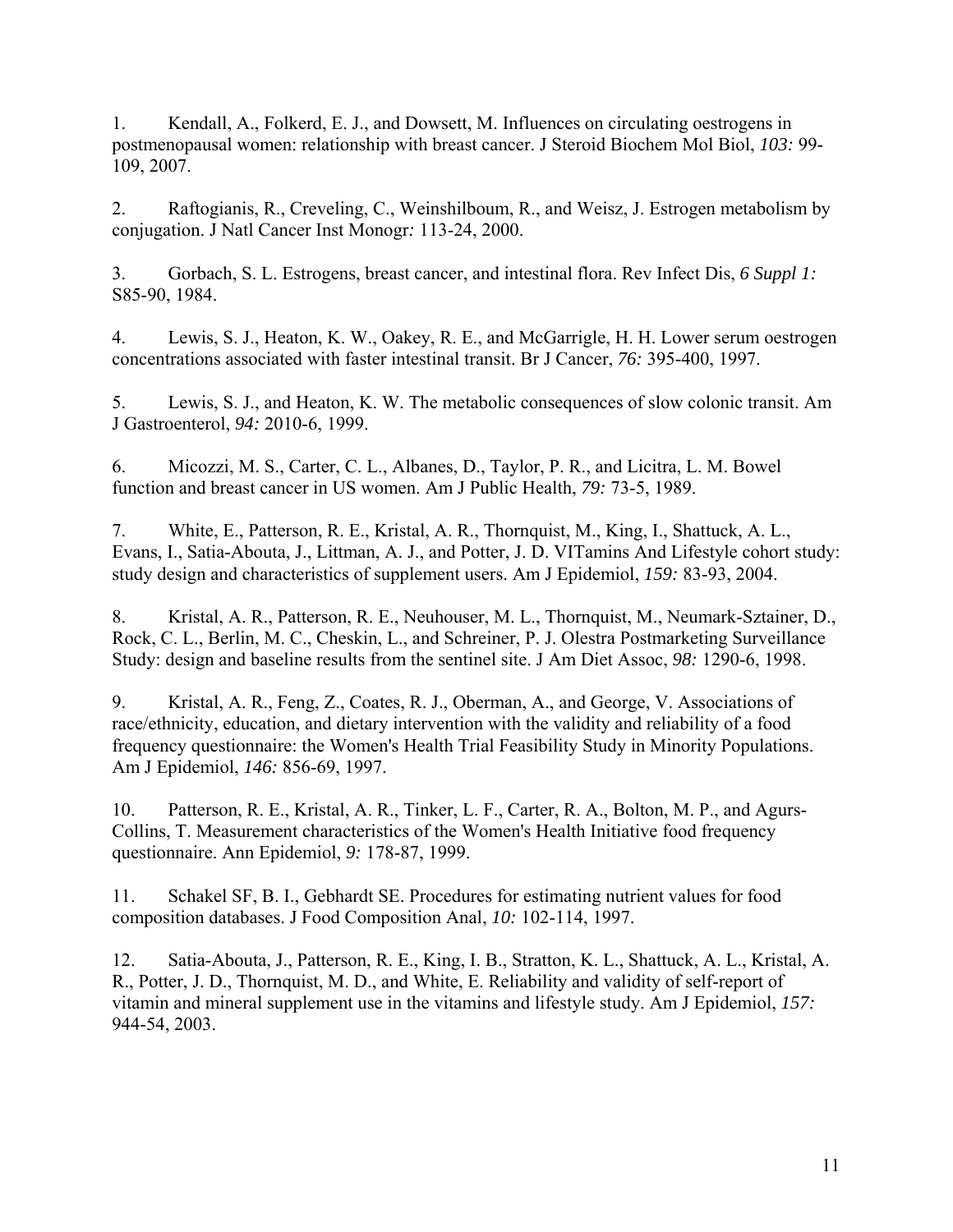1. Kendall, A., Folkerd, E. J., and Dowsett, M. Influences on circulating oestrogens in postmenopausal women: relationship with breast cancer. J Steroid Biochem Mol Biol, *103:* 99-109, 2007.

2. Raftogianis, R., Creveling, C., Weinshilboum, R., and Weisz, J. Estrogen metabolism by conjugation. J Natl Cancer Inst Monogr*:* 113-24, 2000.

3. Gorbach, S. L. Estrogens, breast cancer, and intestinal flora. Rev Infect Dis, *6 Suppl 1:* S85-90, 1984.

4. Lewis, S. J., Heaton, K. W., Oakey, R. E., and McGarrigle, H. H. Lower serum oestrogen concentrations associated with faster intestinal transit. Br J Cancer, *76:* 395-400, 1997.

5. Lewis, S. J., and Heaton, K. W. The metabolic consequences of slow colonic transit. Am J Gastroenterol, *94:* 2010-6, 1999.

6. Micozzi, M. S., Carter, C. L., Albanes, D., Taylor, P. R., and Licitra, L. M. Bowel function and breast cancer in US women. Am J Public Health, *79:* 73-5, 1989.

7. White, E., Patterson, R. E., Kristal, A. R., Thornquist, M., King, I., Shattuck, A. L., Evans, I., Satia-Abouta, J., Littman, A. J., and Potter, J. D. VITamins And Lifestyle cohort study: study design and characteristics of supplement users. Am J Epidemiol, *159:* 83-93, 2004.

8. Kristal, A. R., Patterson, R. E., Neuhouser, M. L., Thornquist, M., Neumark-Sztainer, D., Rock, C. L., Berlin, M. C., Cheskin, L., and Schreiner, P. J. Olestra Postmarketing Surveillance Study: design and baseline results from the sentinel site. J Am Diet Assoc, *98:* 1290-6, 1998.

9. Kristal, A. R., Feng, Z., Coates, R. J., Oberman, A., and George, V. Associations of race/ethnicity, education, and dietary intervention with the validity and reliability of a food frequency questionnaire: the Women's Health Trial Feasibility Study in Minority Populations. Am J Epidemiol, *146:* 856-69, 1997.

10. Patterson, R. E., Kristal, A. R., Tinker, L. F., Carter, R. A., Bolton, M. P., and Agurs-Collins, T. Measurement characteristics of the Women's Health Initiative food frequency questionnaire. Ann Epidemiol, *9:* 178-87, 1999.

11. Schakel SF, B. I., Gebhardt SE. Procedures for estimating nutrient values for food composition databases. J Food Composition Anal, *10:* 102-114, 1997.

12. Satia-Abouta, J., Patterson, R. E., King, I. B., Stratton, K. L., Shattuck, A. L., Kristal, A. R., Potter, J. D., Thornquist, M. D., and White, E. Reliability and validity of self-report of vitamin and mineral supplement use in the vitamins and lifestyle study. Am J Epidemiol, *157:* 944-54, 2003.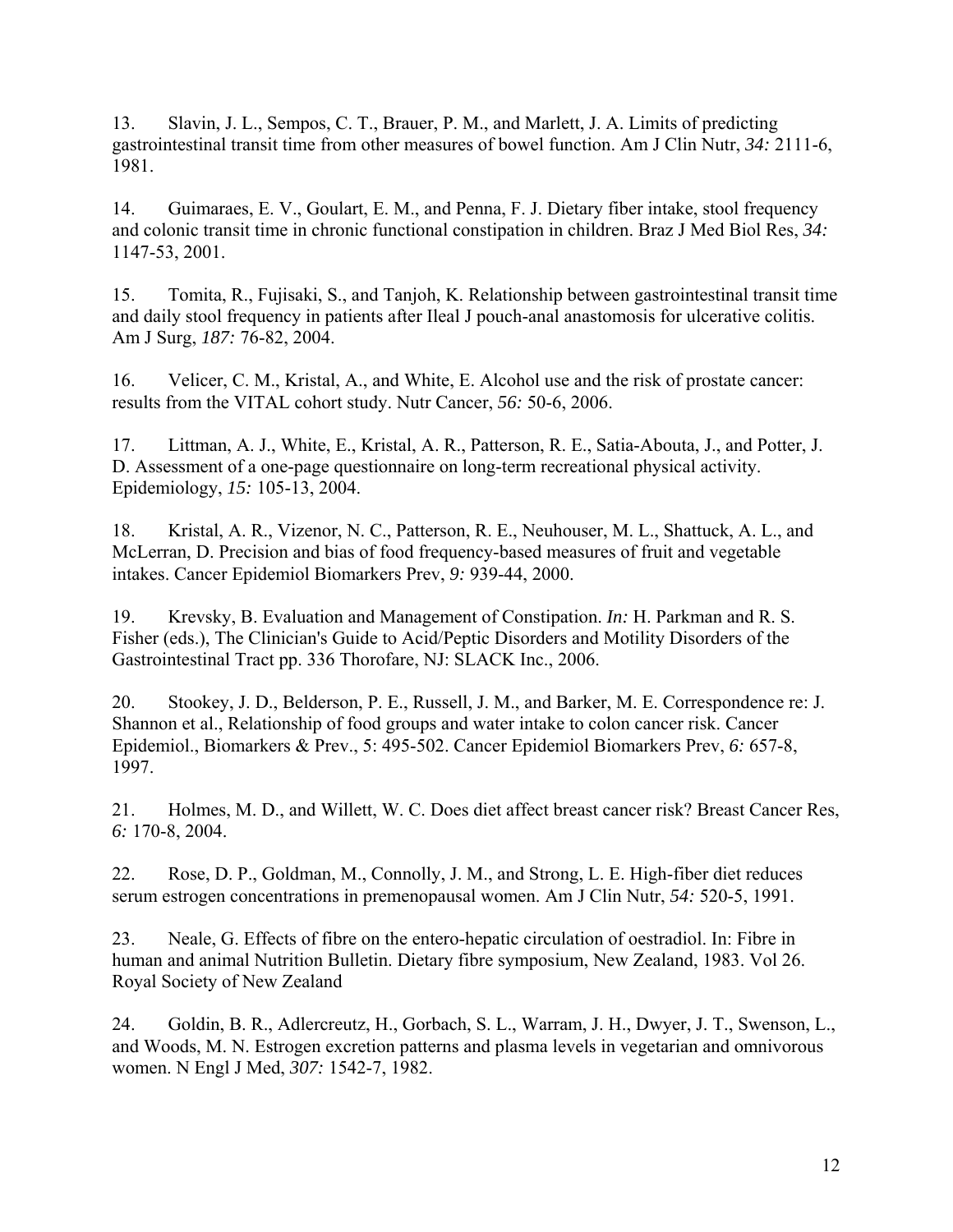13. Slavin, J. L., Sempos, C. T., Brauer, P. M., and Marlett, J. A. Limits of predicting gastrointestinal transit time from other measures of bowel function. Am J Clin Nutr, *34:* 2111-6, 1981.

14. Guimaraes, E. V., Goulart, E. M., and Penna, F. J. Dietary fiber intake, stool frequency and colonic transit time in chronic functional constipation in children. Braz J Med Biol Res, *34:* 1147-53, 2001.

15. Tomita, R., Fujisaki, S., and Tanjoh, K. Relationship between gastrointestinal transit time and daily stool frequency in patients after Ileal J pouch-anal anastomosis for ulcerative colitis. Am J Surg, *187:* 76-82, 2004.

16. Velicer, C. M., Kristal, A., and White, E. Alcohol use and the risk of prostate cancer: results from the VITAL cohort study. Nutr Cancer, *56:* 50-6, 2006.

17. Littman, A. J., White, E., Kristal, A. R., Patterson, R. E., Satia-Abouta, J., and Potter, J. D. Assessment of a one-page questionnaire on long-term recreational physical activity. Epidemiology, *15:* 105-13, 2004.

18. Kristal, A. R., Vizenor, N. C., Patterson, R. E., Neuhouser, M. L., Shattuck, A. L., and McLerran, D. Precision and bias of food frequency-based measures of fruit and vegetable intakes. Cancer Epidemiol Biomarkers Prev, *9:* 939-44, 2000.

19. Krevsky, B. Evaluation and Management of Constipation. *In:* H. Parkman and R. S. Fisher (eds.), The Clinician's Guide to Acid/Peptic Disorders and Motility Disorders of the Gastrointestinal Tract pp. 336 Thorofare, NJ: SLACK Inc., 2006.

20. Stookey, J. D., Belderson, P. E., Russell, J. M., and Barker, M. E. Correspondence re: J. Shannon et al., Relationship of food groups and water intake to colon cancer risk. Cancer Epidemiol., Biomarkers & Prev., 5: 495-502. Cancer Epidemiol Biomarkers Prev, *6:* 657-8, 1997.

21. Holmes, M. D., and Willett, W. C. Does diet affect breast cancer risk? Breast Cancer Res, *6:* 170-8, 2004.

22. Rose, D. P., Goldman, M., Connolly, J. M., and Strong, L. E. High-fiber diet reduces serum estrogen concentrations in premenopausal women. Am J Clin Nutr, *54:* 520-5, 1991.

23. Neale, G. Effects of fibre on the entero-hepatic circulation of oestradiol. In: Fibre in human and animal Nutrition Bulletin. Dietary fibre symposium, New Zealand, 1983. Vol 26. Royal Society of New Zealand

24. Goldin, B. R., Adlercreutz, H., Gorbach, S. L., Warram, J. H., Dwyer, J. T., Swenson, L., and Woods, M. N. Estrogen excretion patterns and plasma levels in vegetarian and omnivorous women. N Engl J Med, *307:* 1542-7, 1982.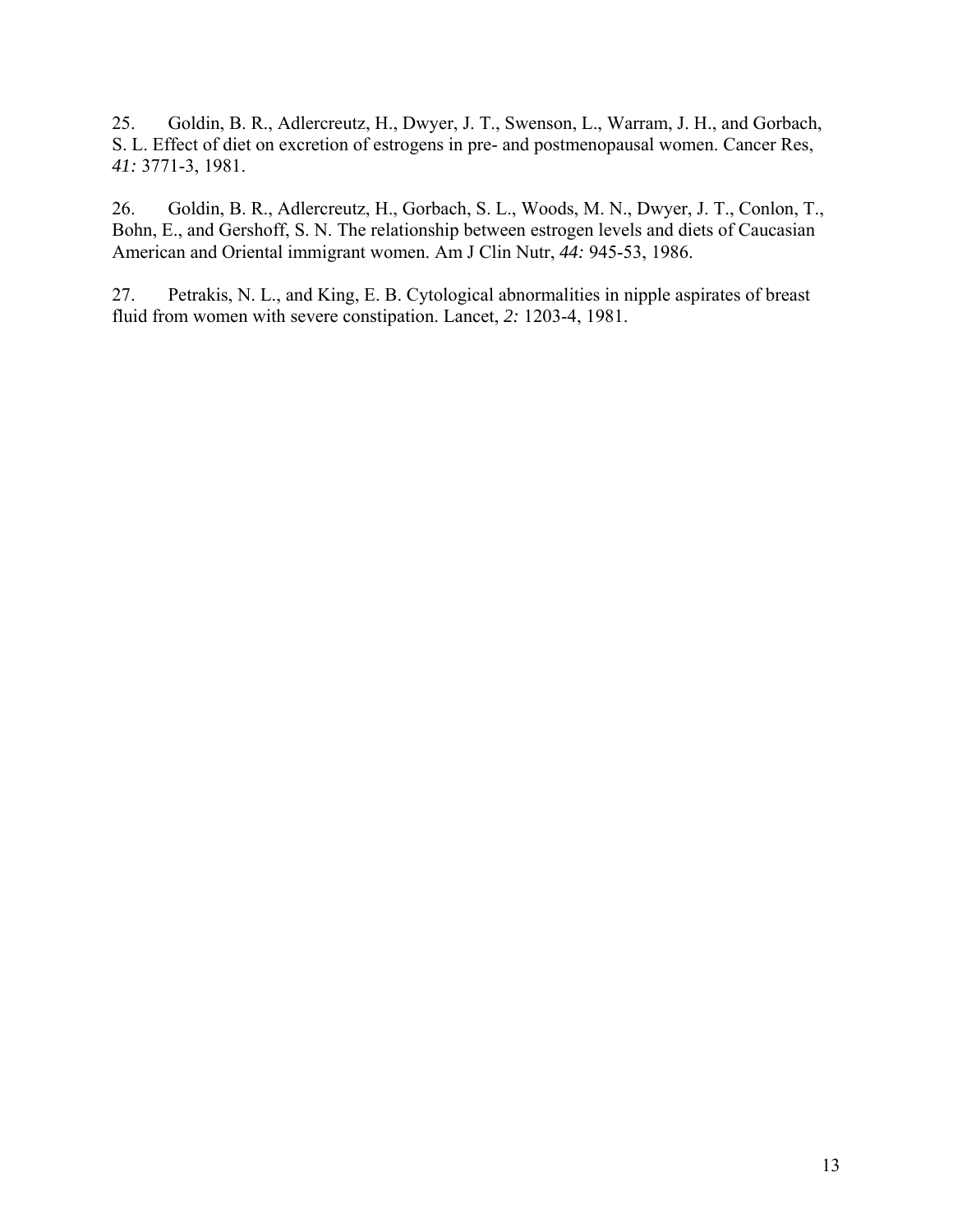25. Goldin, B. R., Adlercreutz, H., Dwyer, J. T., Swenson, L., Warram, J. H., and Gorbach, S. L. Effect of diet on excretion of estrogens in pre- and postmenopausal women. Cancer Res, *41:* 3771-3, 1981.

26. Goldin, B. R., Adlercreutz, H., Gorbach, S. L., Woods, M. N., Dwyer, J. T., Conlon, T., Bohn, E., and Gershoff, S. N. The relationship between estrogen levels and diets of Caucasian American and Oriental immigrant women. Am J Clin Nutr, *44:* 945-53, 1986.

27. Petrakis, N. L., and King, E. B. Cytological abnormalities in nipple aspirates of breast fluid from women with severe constipation. Lancet, *2:* 1203-4, 1981.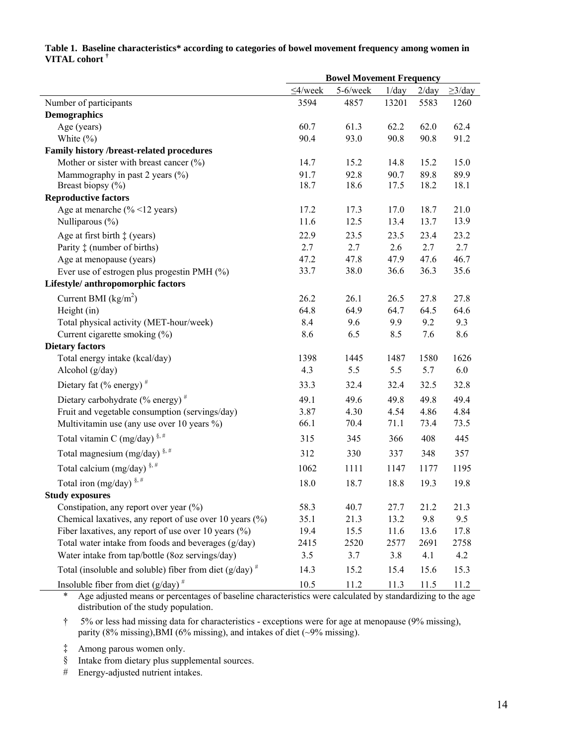**Table 1. Baseline characteristics* according to categories of bowel movement frequency among women in VITAL cohort †**

| | Bowel Movement Frequency | | | | |
|---|---|---|---|---|---|
| | ≤4/week | 5-6/week | 1/day | 2/day | ≥3/day |
| Number of participants | 3594 | 4857 | 13201 | 5583 | 1260 |
| **Demographics** | | | | | |
| Age (years) | 60.7 | 61.3 | 62.2 | 62.0 | 62.4 |
| White (%) | 90.4 | 93.0 | 90.8 | 90.8 | 91.2 |
| **Family history /breast-related procedures** | | | | | |
| Mother or sister with breast cancer (%) | 14.7 | 15.2 | 14.8 | 15.2 | 15.0 |
| Mammography in past 2 years (%) | 91.7 | 92.8 | 90.7 | 89.8 | 89.9 |
| Breast biopsy (%) | 18.7 | 18.6 | 17.5 | 18.2 | 18.1 |
| **Reproductive factors** | | | | | |
| Age at menarche (% <12 years) | 17.2 | 17.3 | 17.0 | 18.7 | 21.0 |
| Nulliparous (%) | 11.6 | 12.5 | 13.4 | 13.7 | 13.9 |
| Age at first birth ‡ (years) | 22.9 | 23.5 | 23.5 | 23.4 | 23.2 |
| Parity ‡ (number of births) | 2.7 | 2.7 | 2.6 | 2.7 | 2.7 |
| Age at menopause (years) | 47.2 | 47.8 | 47.9 | 47.6 | 46.7 |
| Ever use of estrogen plus progestin PMH (%) | 33.7 | 38.0 | 36.6 | 36.3 | 35.6 |
| **Lifestyle/ anthropomorphic factors** | | | | | |
| Current BMI ($kg/m^2$) | 26.2 | 26.1 | 26.5 | 27.8 | 27.8 |
| Height (in) | 64.8 | 64.9 | 64.7 | 64.5 | 64.6 |
| Total physical activity (MET-hour/week) | 8.4 | 9.6 | 9.9 | 9.2 | 9.3 |
| Current cigarette smoking (%) | 8.6 | 6.5 | 8.5 | 7.6 | 8.6 |
| **Dietary factors** | | | | | |
| Total energy intake (kcal/day) | 1398 | 1445 | 1487 | 1580 | 1626 |
| Alcohol (g/day) | 4.3 | 5.5 | 5.5 | 5.7 | 6.0 |
| Dietary fat (% energy) # | 33.3 | 32.4 | 32.4 | 32.5 | 32.8 |
| Dietary carbohydrate (% energy) # | 49.1 | 49.6 | 49.8 | 49.8 | 49.4 |
| Fruit and vegetable consumption (servings/day) | 3.87 | 4.30 | 4.54 | 4.86 | 4.84 |
| Multivitamin use (any use over 10 years %) | 66.1 | 70.4 | 71.1 | 73.4 | 73.5 |
| Total vitamin C (mg/day) §, # | 315 | 345 | 366 | 408 | 445 |
| Total magnesium (mg/day) §, # | 312 | 330 | 337 | 348 | 357 |
| Total calcium (mg/day) §, # | 1062 | 1111 | 1147 | 1177 | 1195 |
| Total iron (mg/day) §, # | 18.0 | 18.7 | 18.8 | 19.3 | 19.8 |
| **Study exposures** | | | | | |
| Constipation, any report over year (%) | 58.3 | 40.7 | 27.7 | 21.2 | 21.3 |
| Chemical laxatives, any report of use over 10 years (%) | 35.1 | 21.3 | 13.2 | 9.8 | 9.5 |
| Fiber laxatives, any report of use over 10 years (%) | 19.4 | 15.5 | 11.6 | 13.6 | 17.8 |
| Total water intake from foods and beverages (g/day) | 2415 | 2520 | 2577 | 2691 | 2758 |
| Water intake from tap/bottle (8oz servings/day) | 3.5 | 3.7 | 3.8 | 4.1 | 4.2 |
| Total (insoluble and soluble) fiber from diet (g/day) # | 14.3 | 15.2 | 15.4 | 15.6 | 15.3 |
| Insoluble fiber from diet (g/day) # | 10.5 | 11.2 | 11.3 | 11.5 | 11.2 |

\* Age adjusted means or percentages of baseline characteristics were calculated by standardizing to the age distribution of the study population.

† 5% or less had missing data for characteristics - exceptions were for age at menopause (9% missing), parity (8% missing),BMI (6% missing), and intakes of diet (~9% missing).

‡ Among parous women only.

§ Intake from dietary plus supplemental sources.

\# Energy-adjusted nutrient intakes.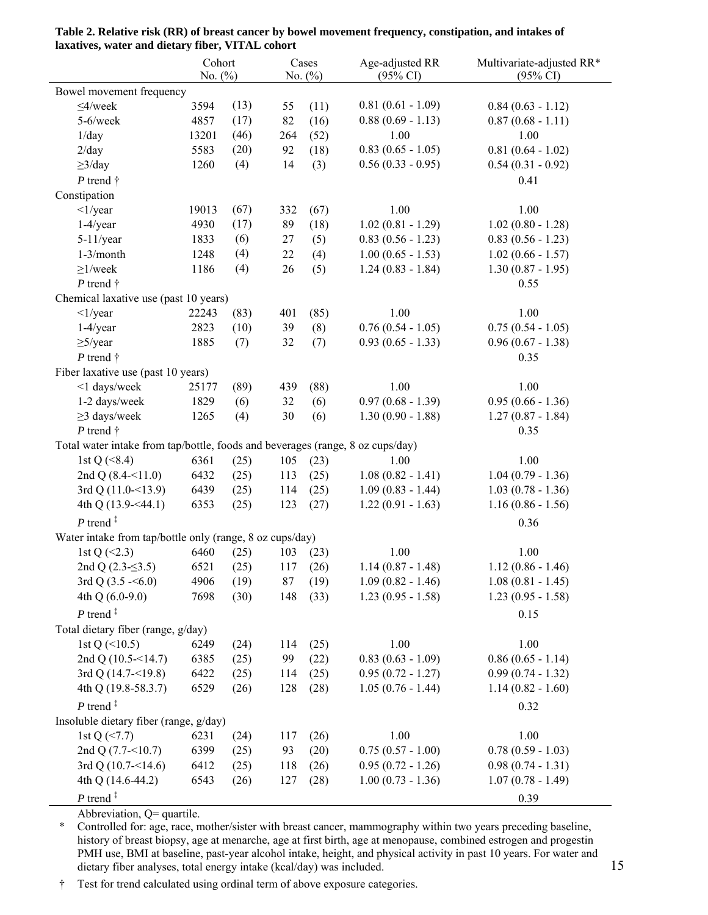**Table 2. Relative risk (RR) of breast cancer by bowel movement frequency, constipation, and intakes of laxatives, water and dietary fiber, VITAL cohort**

| | Cohort No. (%) | | Cases No. (%) | | Age-adjusted RR (95% CI) | Multivariate-adjusted RR* (95% CI) |
|---|---|---|---|---|---|---|
| Bowel movement frequency | | | | | | |
| ≤4/week | 3594 | (13) | 55 | (11) | 0.81 (0.61 - 1.09) | 0.84 (0.63 - 1.12) |
| 5-6/week | 4857 | (17) | 82 | (16) | 0.88 (0.69 - 1.13) | 0.87 (0.68 - 1.11) |
| 1/day | 13201 | (46) | 264 | (52) | 1.00 | 1.00 |
| 2/day | 5583 | (20) | 92 | (18) | 0.83 (0.65 - 1.05) | 0.81 (0.64 - 1.02) |
| ≥3/day | 1260 | (4) | 14 | (3) | 0.56 (0.33 - 0.95) | 0.54 (0.31 - 0.92) |
| *P* trend † | | | | | | 0.41 |
| Constipation | | | | | | |
| <1/year | 19013 | (67) | 332 | (67) | 1.00 | 1.00 |
| 1-4/year | 4930 | (17) | 89 | (18) | 1.02 (0.81 - 1.29) | 1.02 (0.80 - 1.28) |
| 5-11/year | 1833 | (6) | 27 | (5) | 0.83 (0.56 - 1.23) | 0.83 (0.56 - 1.23) |
| 1-3/month | 1248 | (4) | 22 | (4) | 1.00 (0.65 - 1.53) | 1.02 (0.66 - 1.57) |
| ≥1/week | 1186 | (4) | 26 | (5) | 1.24 (0.83 - 1.84) | 1.30 (0.87 - 1.95) |
| *P* trend † | | | | | | 0.55 |
| Chemical laxative use (past 10 years) | | | | | | |
| <1/year | 22243 | (83) | 401 | (85) | 1.00 | 1.00 |
| 1-4/year | 2823 | (10) | 39 | (8) | 0.76 (0.54 - 1.05) | 0.75 (0.54 - 1.05) |
| ≥5/year | 1885 | (7) | 32 | (7) | 0.93 (0.65 - 1.33) | 0.96 (0.67 - 1.38) |
| *P* trend † | | | | | | 0.35 |
| Fiber laxative use (past 10 years) | | | | | | |
| <1 days/week | 25177 | (89) | 439 | (88) | 1.00 | 1.00 |
| 1-2 days/week | 1829 | (6) | 32 | (6) | 0.97 (0.68 - 1.39) | 0.95 (0.66 - 1.36) |
| ≥3 days/week | 1265 | (4) | 30 | (6) | 1.30 (0.90 - 1.88) | 1.27 (0.87 - 1.84) |
| *P* trend † | | | | | | 0.35 |
| Total water intake from tap/bottle, foods and beverages (range, 8 oz cups/day) | | | | | | |
| 1st Q (<8.4) | 6361 | (25) | 105 | (23) | 1.00 | 1.00 |
| 2nd Q (8.4-<11.0) | 6432 | (25) | 113 | (25) | 1.08 (0.82 - 1.41) | 1.04 (0.79 - 1.36) |
| 3rd Q (11.0-<13.9) | 6439 | (25) | 114 | (25) | 1.09 (0.83 - 1.44) | 1.03 (0.78 - 1.36) |
| 4th Q (13.9-<44.1) | 6353 | (25) | 123 | (27) | 1.22 (0.91 - 1.63) | 1.16 (0.86 - 1.56) |
| *P* trend ‡ | | | | | | 0.36 |
| Water intake from tap/bottle only (range, 8 oz cups/day) | | | | | | |
| 1st Q (<2.3) | 6460 | (25) | 103 | (23) | 1.00 | 1.00 |
| 2nd Q (2.3-≤3.5) | 6521 | (25) | 117 | (26) | 1.14 (0.87 - 1.48) | 1.12 (0.86 - 1.46) |
| 3rd Q (3.5 -<6.0) | 4906 | (19) | 87 | (19) | 1.09 (0.82 - 1.46) | 1.08 (0.81 - 1.45) |
| 4th Q (6.0-9.0) | 7698 | (30) | 148 | (33) | 1.23 (0.95 - 1.58) | 1.23 (0.95 - 1.58) |
| *P* trend ‡ | | | | | | 0.15 |
| Total dietary fiber (range, g/day) | | | | | | |
| 1st Q (<10.5) | 6249 | (24) | 114 | (25) | 1.00 | 1.00 |
| 2nd Q (10.5-<14.7) | 6385 | (25) | 99 | (22) | 0.83 (0.63 - 1.09) | 0.86 (0.65 - 1.14) |
| 3rd Q (14.7-<19.8) | 6422 | (25) | 114 | (25) | 0.95 (0.72 - 1.27) | 0.99 (0.74 - 1.32) |
| 4th Q (19.8-58.3.7) | 6529 | (26) | 128 | (28) | 1.05 (0.76 - 1.44) | 1.14 (0.82 - 1.60) |
| *P* trend ‡ | | | | | | 0.32 |
| Insoluble dietary fiber (range, g/day) | | | | | | |
| 1st Q (<7.7) | 6231 | (24) | 117 | (26) | 1.00 | 1.00 |
| 2nd Q (7.7-<10.7) | 6399 | (25) | 93 | (20) | 0.75 (0.57 - 1.00) | 0.78 (0.59 - 1.03) |
| 3rd Q (10.7-<14.6) | 6412 | (25) | 118 | (26) | 0.95 (0.72 - 1.26) | 0.98 (0.74 - 1.31) |
| 4th Q (14.6-44.2) | 6543 | (26) | 127 | (28) | 1.00 (0.73 - 1.36) | 1.07 (0.78 - 1.49) |
| *P* trend ‡ | | | | | | 0.39 |

Abbreviation, Q= quartile.

\* Controlled for: age, race, mother/sister with breast cancer, mammography within two years preceding baseline, history of breast biopsy, age at menarche, age at first birth, age at menopause, combined estrogen and progestin PMH use, BMI at baseline, past-year alcohol intake, height, and physical activity in past 10 years. For water and dietary fiber analyses, total energy intake (kcal/day) was included.

† Test for trend calculated using ordinal term of above exposure categories.